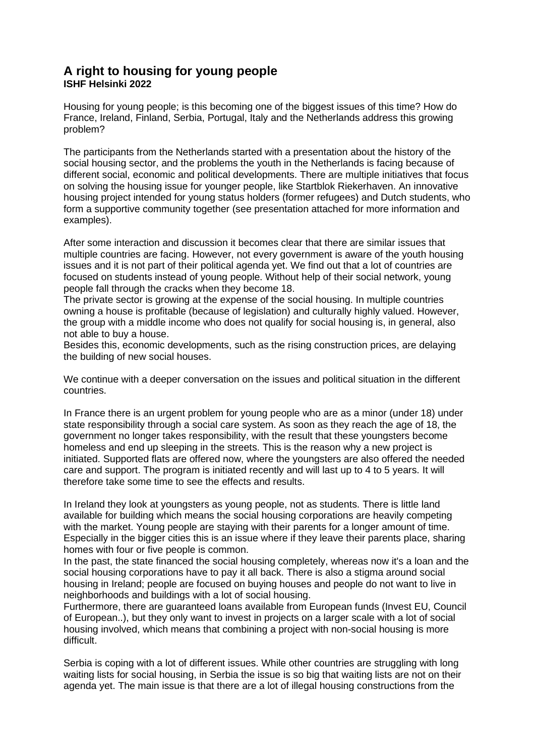# A right to housing for young people

**ISHF Helsinki 2022**

Housing for young people; is this becoming one of the biggest issues of this time? How do France, Ireland, Finland, Serbia, Portugal, Italy and the Netherlands address this growing problem?

The participants from the Netherlands started with a presentation about the history of the social housing sector, and the problems the youth in the Netherlands is facing because of different social, economic and political developments. There are multiple initiatives that focus on solving the housing issue for younger people, like Startblok Riekerhaven. An innovative housing project intended for young status holders (former refugees) and Dutch students, who form a supportive community together (see presentation attached for more information and examples).

After some interaction and discussion it becomes clear that there are similar issues that multiple countries are facing. However, not every government is aware of the youth housing issues and it is not part of their political agenda yet. We find out that a lot of countries are focused on students instead of young people. Without help of their social network, young people fall through the cracks when they become 18.
The private sector is growing at the expense of the social housing. In multiple countries owning a house is profitable (because of legislation) and culturally highly valued. However, the group with a middle income who does not qualify for social housing is, in general, also not able to buy a house.
Besides this, economic developments, such as the rising construction prices, are delaying the building of new social houses.

We continue with a deeper conversation on the issues and political situation in the different countries.

In France there is an urgent problem for young people who are as a minor (under 18) under state responsibility through a social care system. As soon as they reach the age of 18, the government no longer takes responsibility, with the result that these youngsters become homeless and end up sleeping in the streets. This is the reason why a new project is initiated. Supported flats are offered now, where the youngsters are also offered the needed care and support. The program is initiated recently and will last up to 4 to 5 years. It will therefore take some time to see the effects and results.

In Ireland they look at youngsters as young people, not as students. There is little land available for building which means the social housing corporations are heavily competing with the market. Young people are staying with their parents for a longer amount of time. Especially in the bigger cities this is an issue where if they leave their parents place, sharing homes with four or five people is common.
In the past, the state financed the social housing completely, whereas now it's a loan and the social housing corporations have to pay it all back. There is also a stigma around social housing in Ireland; people are focused on buying houses and people do not want to live in neighborhoods and buildings with a lot of social housing.
Furthermore, there are guaranteed loans available from European funds (Invest EU, Council of European..), but they only want to invest in projects on a larger scale with a lot of social housing involved, which means that combining a project with non-social housing is more difficult.

Serbia is coping with a lot of different issues. While other countries are struggling with long waiting lists for social housing, in Serbia the issue is so big that waiting lists are not on their agenda yet. The main issue is that there are a lot of illegal housing constructions from the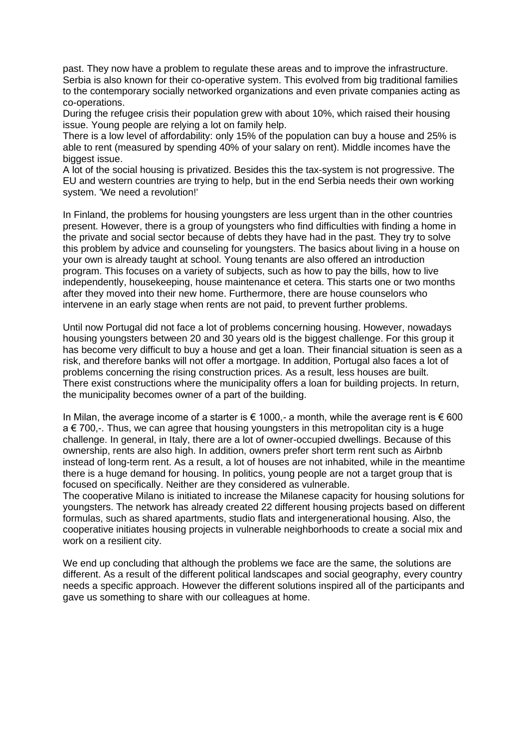past. They now have a problem to regulate these areas and to improve the infrastructure. Serbia is also known for their co-operative system. This evolved from big traditional families to the contemporary socially networked organizations and even private companies acting as co-operations.
During the refugee crisis their population grew with about 10%, which raised their housing issue. Young people are relying a lot on family help.
There is a low level of affordability: only 15% of the population can buy a house and 25% is able to rent (measured by spending 40% of your salary on rent). Middle incomes have the biggest issue.
A lot of the social housing is privatized. Besides this the tax-system is not progressive. The EU and western countries are trying to help, but in the end Serbia needs their own working system. 'We need a revolution!'

In Finland, the problems for housing youngsters are less urgent than in the other countries present. However, there is a group of youngsters who find difficulties with finding a home in the private and social sector because of debts they have had in the past. They try to solve this problem by advice and counseling for youngsters. The basics about living in a house on your own is already taught at school. Young tenants are also offered an introduction program. This focuses on a variety of subjects, such as how to pay the bills, how to live independently, housekeeping, house maintenance et cetera. This starts one or two months after they moved into their new home. Furthermore, there are house counselors who intervene in an early stage when rents are not paid, to prevent further problems.

Until now Portugal did not face a lot of problems concerning housing. However, nowadays housing youngsters between 20 and 30 years old is the biggest challenge. For this group it has become very difficult to buy a house and get a loan. Their financial situation is seen as a risk, and therefore banks will not offer a mortgage. In addition, Portugal also faces a lot of problems concerning the rising construction prices. As a result, less houses are built. There exist constructions where the municipality offers a loan for building projects. In return, the municipality becomes owner of a part of the building.

In Milan, the average income of a starter is € 1000,- a month, while the average rent is € 600 a € 700,-. Thus, we can agree that housing youngsters in this metropolitan city is a huge challenge. In general, in Italy, there are a lot of owner-occupied dwellings. Because of this ownership, rents are also high. In addition, owners prefer short term rent such as Airbnb instead of long-term rent. As a result, a lot of houses are not inhabited, while in the meantime there is a huge demand for housing. In politics, young people are not a target group that is focused on specifically. Neither are they considered as vulnerable.
The cooperative Milano is initiated to increase the Milanese capacity for housing solutions for youngsters. The network has already created 22 different housing projects based on different formulas, such as shared apartments, studio flats and intergenerational housing. Also, the cooperative initiates housing projects in vulnerable neighborhoods to create a social mix and work on a resilient city.

We end up concluding that although the problems we face are the same, the solutions are different. As a result of the different political landscapes and social geography, every country needs a specific approach. However the different solutions inspired all of the participants and gave us something to share with our colleagues at home.